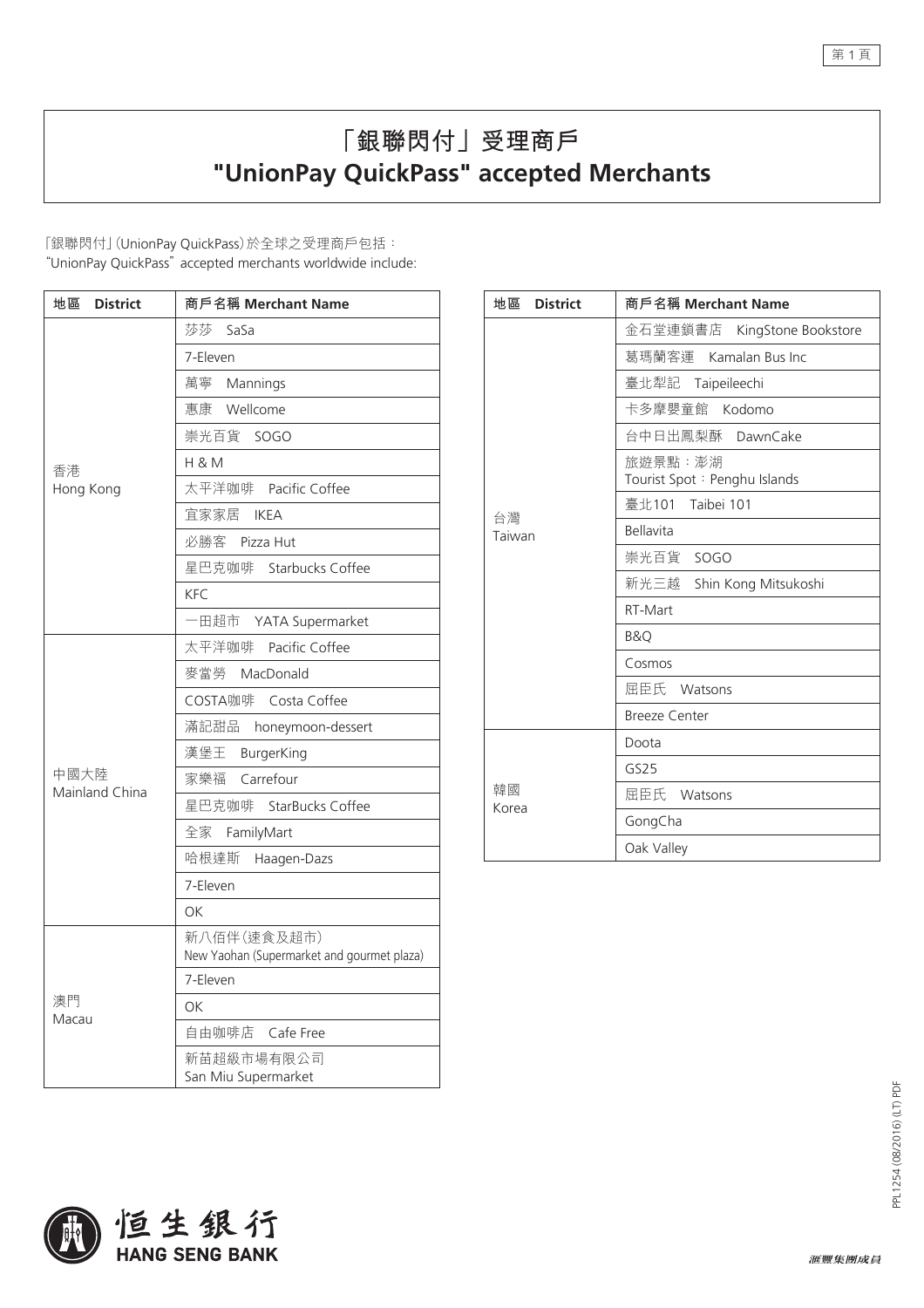# 「銀聯閃付」受理商戶
# "UnionPay QuickPass" accepted Merchants

「銀聯閃付」(UnionPay QuickPass)於全球之受理商戶包括：
"UnionPay QuickPass" accepted merchants worldwide include:

| 地區 District | 商戶名稱 Merchant Name |
| --- | --- |
| 香港 Hong Kong | 莎莎 SaSa |
| | 7-Eleven |
| | 萬寧 Mannings |
| | 惠康 Wellcome |
| | 崇光百貨 SOGO |
| | H & M |
| | 太平洋咖啡 Pacific Coffee |
| | 宜家家居 IKEA |
| | 必勝客 Pizza Hut |
| | 星巴克咖啡 Starbucks Coffee |
| | KFC |
| | 一田超市 YATA Supermarket |
| 中國大陸 Mainland China | 太平洋咖啡 Pacific Coffee |
| | 麥當勞 MacDonald |
| | COSTA咖啡 Costa Coffee |
| | 滿記甜品 honeymoon-dessert |
| | 漢堡王 BurgerKing |
| | 家樂福 Carrefour |
| | 星巴克咖啡 StarBucks Coffee |
| | 全家 FamilyMart |
| | 哈根達斯 Haagen-Dazs |
| | 7-Eleven |
| | OK |
| 澳門 Macau | 新八佰伴(速食及超市) New Yaohan (Supermarket and gourmet plaza) |
| | 7-Eleven |
| | OK |
| | 自由咖啡店 Cafe Free |
| | 新苗超級市場有限公司 San Miu Supermarket |
| 台灣 Taiwan | 金石堂連鎖書店 KingStone Bookstore |
| | 葛瑪蘭客運 Kamalan Bus Inc |
| | 臺北犁記 Taipeileechi |
| | 卡多摩嬰童館 Kodomo |
| | 台中日出鳳梨酥 DawnCake |
| | 旅遊景點：澎湖 Tourist Spot：Penghu Islands |
| | 臺北101 Taibei 101 |
| | Bellavita |
| | 崇光百貨 SOGO |
| | 新光三越 Shin Kong Mitsukoshi |
| | RT-Mart |
| | B&Q |
| | Cosmos |
| | 屈臣氏 Watsons |
| | Breeze Center |
| 韓國 Korea | Doota |
| | GS25 |
| | 屈臣氏 Watsons |
| | GongCha |
| | Oak Valley |

恒生銀行 HANG SENG BANK

滙豐集團成員

PPL1254 (08/2016) (LT) PDF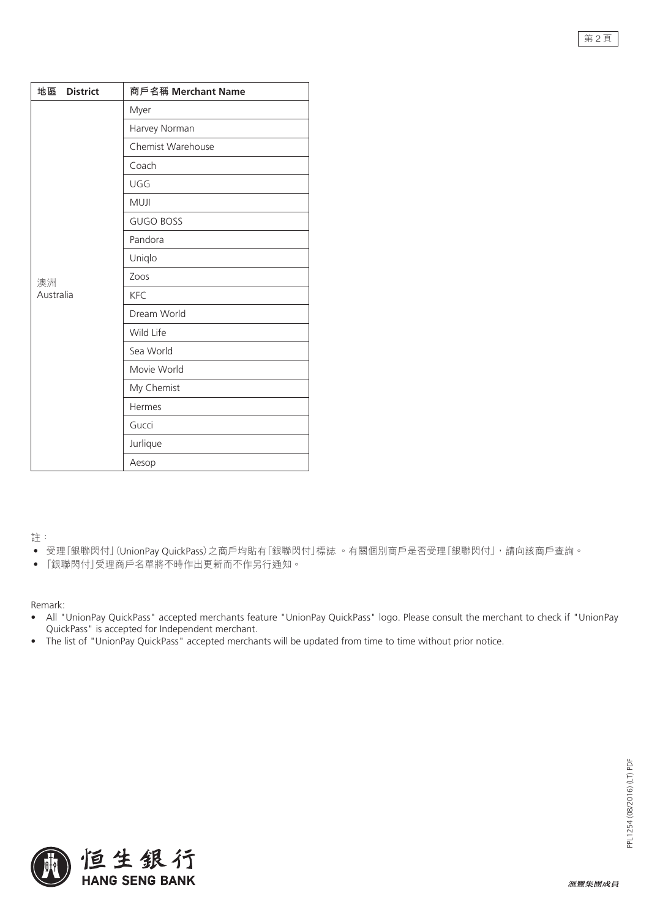| 地區 District | 商戶名稱 Merchant Name |
|---|---|
| 澳洲 Australia | Myer |
| | Harvey Norman |
| | Chemist Warehouse |
| | Coach |
| | UGG |
| | MUJI |
| | GUGO BOSS |
| | Pandora |
| | Uniqlo |
| | Zoos |
| | KFC |
| | Dream World |
| | Wild Life |
| | Sea World |
| | Movie World |
| | My Chemist |
| | Hermes |
| | Gucci |
| | Jurlique |
| | Aesop |

註：

- 受理「銀聯閃付」(UnionPay QuickPass)之商戶均貼有「銀聯閃付」標誌 。有關個別商戶是否受理「銀聯閃付」，請向該商戶查詢。
- 「銀聯閃付」受理商戶名單將不時作出更新而不作另行通知。

Remark:

- All "UnionPay QuickPass" accepted merchants feature "UnionPay QuickPass" logo. Please consult the merchant to check if "UnionPay QuickPass" is accepted for Independent merchant.
- The list of "UnionPay QuickPass" accepted merchants will be updated from time to time without prior notice.

恒生銀行 HANG SENG BANK

滙豐集團成員

PPL1254 (08/2016) (LT) PDF